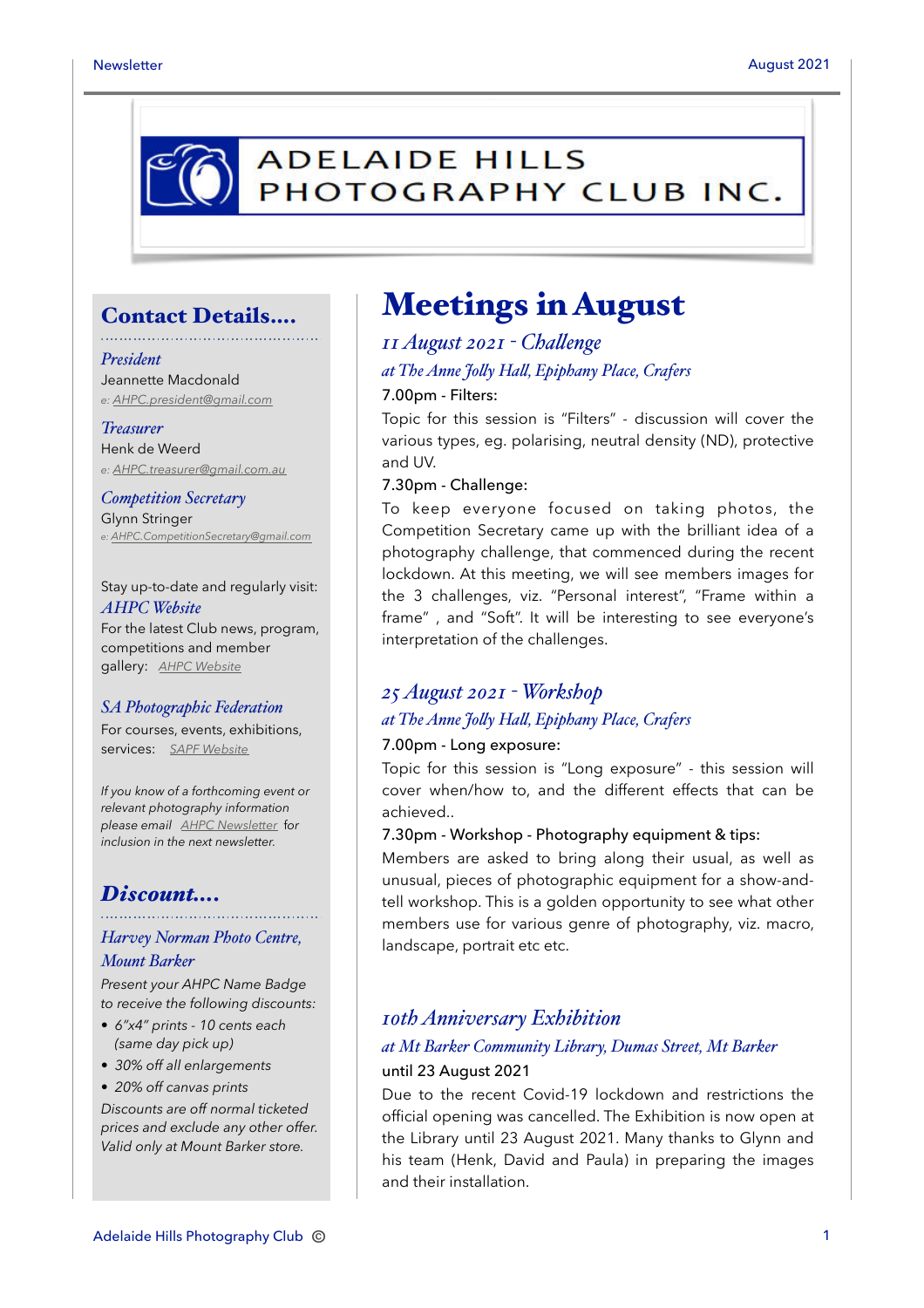# ADELAIDE HILLS PHOTOGRAPHY CLUB INC.

## Meetings in August

### *11 August 2021 - Challenge*

*at The Anne Jolly Hall, Epiphany Place, Crafers*

7.00pm - Filters:

Topic for this session is "Filters" - discussion will cover the various types, eg. polarising, neutral density (ND), protective and UV.

7.30pm - Challenge:

To keep everyone focused on taking photos, the Competition Secretary came up with the brilliant idea of a photography challenge, that commenced during the recent lockdown. At this meeting, we will see members images for the 3 challenges, viz. "Personal interest", "Frame within a frame" , and "Soft". It will be interesting to see everyone's interpretation of the challenges.

### *25 August 2021 - Workshop*

*at The Anne Jolly Hall, Epiphany Place, Crafers*

7.00pm - Long exposure:

Topic for this session is "Long exposure" - this session will cover when/how to, and the different effects that can be achieved..

7.30pm - Workshop - Photography equipment & tips:

Members are asked to bring along their usual, as well as unusual, pieces of photographic equipment for a show-and-tell workshop. This is a golden opportunity to see what other members use for various genre of photography, viz. macro, landscape, portrait etc etc.

### *10th Anniversary Exhibition*

*at Mt Barker Community Library, Dumas Street, Mt Barker*

until 23 August 2021

Due to the recent Covid-19 lockdown and restrictions the official opening was cancelled. The Exhibition is now open at the Library until 23 August 2021. Many thanks to Glynn and his team (Henk, David and Paula) in preparing the images and their installation.

## Contact Details....

*President*
Jeannette Macdonald
*e: AHPC.president@gmail.com*

*Treasurer*
Henk de Weerd
*e: AHPC.treasurer@gmail.com.au*

*Competition Secretary*
Glynn Stringer
*e: AHPC.CompetitionSecretary@gmail.com*

Stay up-to-date and regularly visit:

*AHPC Website*
For the latest Club news, program, competitions and member gallery: *AHPC Website*

*SA Photographic Federation*
For courses, events, exhibitions, services: *SAPF Website*

*If you know of a forthcoming event or relevant photography information please email AHPC Newsletter for inclusion in the next newsletter.*

## *Discount....*

*Harvey Norman Photo Centre, Mount Barker*

*Present your AHPC Name Badge to receive the following discounts:*

- *6"x4" prints - 10 cents each (same day pick up)*
- *30% off all enlargements*
- *20% off canvas prints*

*Discounts are off normal ticketed prices and exclude any other offer. Valid only at Mount Barker store.*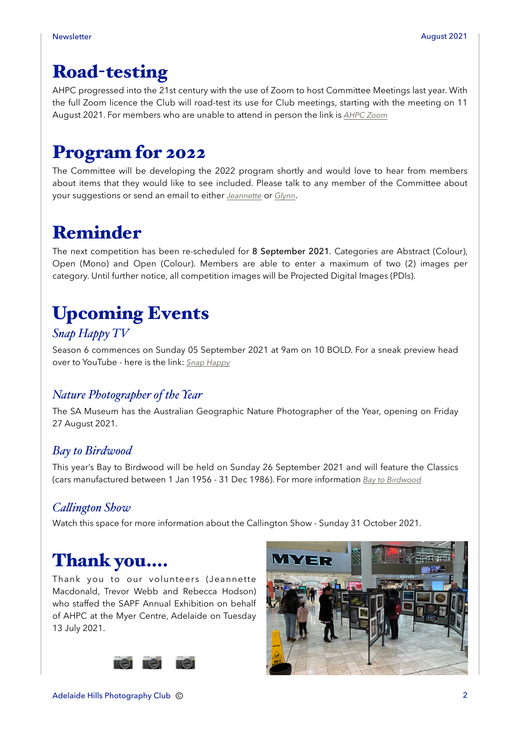# Road-testing

AHPC progressed into the 21st century with the use of Zoom to host Committee Meetings last year. With the full Zoom licence the Club will road-test its use for Club meetings, starting with the meeting on 11 August 2021. For members who are unable to attend in person the link is *AHPC Zoom*

# Program for 2022

The Committee will be developing the 2022 program shortly and would love to hear from members about items that they would like to see included. Please talk to any member of the Committee about your suggestions or send an email to either *Jeannette* or *Glynn*.

# Reminder

The next competition has been re-scheduled for **8 September 2021**. Categories are Abstract (Colour), Open (Mono) and Open (Colour). Members are able to enter a maximum of two (2) images per category. Until further notice, all competition images will be Projected Digital Images (PDIs).

# Upcoming Events

## *Snap Happy TV*

Season 6 commences on Sunday 05 September 2021 at 9am on 10 BOLD. For a sneak preview head over to YouTube - here is the link: *Snap Happy*

## *Nature Photographer of the Year*

The SA Museum has the Australian Geographic Nature Photographer of the Year, opening on Friday 27 August 2021.

## *Bay to Birdwood*

This year's Bay to Birdwood will be held on Sunday 26 September 2021 and will feature the Classics (cars manufactured between 1 Jan 1956 - 31 Dec 1986). For more information *Bay to Birdwood*

## *Callington Show*

Watch this space for more information about the Callington Show - Sunday 31 October 2021.

# Thank you....

Thank you to our volunteers (Jeannette Macdonald, Trevor Webb and Rebecca Hodson) who staffed the SAPF Annual Exhibition on behalf of AHPC at the Myer Centre, Adelaide on Tuesday 13 July 2021.